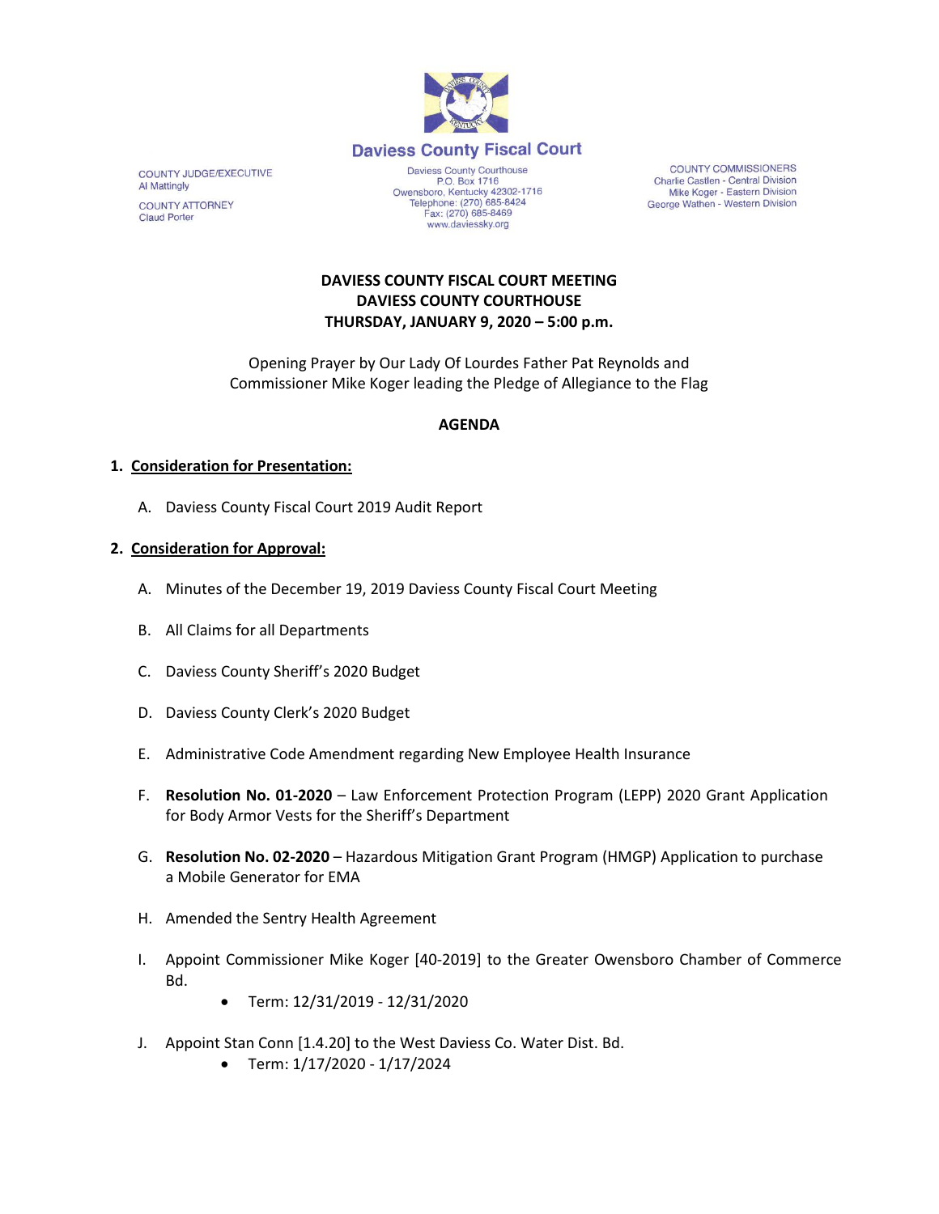**Daviess County Fiscal Court**

COUNTY JUDGE/EXECUTIVE
Al Mattingly

COUNTY ATTORNEY
Claud Porter

Daviess County Courthouse
P.O. Box 1716
Owensboro, Kentucky 42302-1716
Telephone: (270) 685-8424
Fax: (270) 685-8469
www.daviessky.org

COUNTY COMMISSIONERS
Charlie Castlen - Central Division
Mike Koger - Eastern Division
George Wathen - Western Division

# DAVIESS COUNTY FISCAL COURT MEETING
# DAVIESS COUNTY COURTHOUSE
# THURSDAY, JANUARY 9, 2020 – 5:00 p.m.

Opening Prayer by Our Lady Of Lourdes Father Pat Reynolds and Commissioner Mike Koger leading the Pledge of Allegiance to the Flag

## AGENDA

1. **Consideration for Presentation:**

   A. Daviess County Fiscal Court 2019 Audit Report

2. **Consideration for Approval:**

   A. Minutes of the December 19, 2019 Daviess County Fiscal Court Meeting

   B. All Claims for all Departments

   C. Daviess County Sheriff's 2020 Budget

   D. Daviess County Clerk's 2020 Budget

   E. Administrative Code Amendment regarding New Employee Health Insurance

   F. **Resolution No. 01-2020** – Law Enforcement Protection Program (LEPP) 2020 Grant Application for Body Armor Vests for the Sheriff's Department

   G. **Resolution No. 02-2020** – Hazardous Mitigation Grant Program (HMGP) Application to purchase a Mobile Generator for EMA

   H. Amended the Sentry Health Agreement

   I. Appoint Commissioner Mike Koger [40-2019] to the Greater Owensboro Chamber of Commerce Bd.
      - Term: 12/31/2019 - 12/31/2020

   J. Appoint Stan Conn [1.4.20] to the West Daviess Co. Water Dist. Bd.
      - Term: 1/17/2020 - 1/17/2024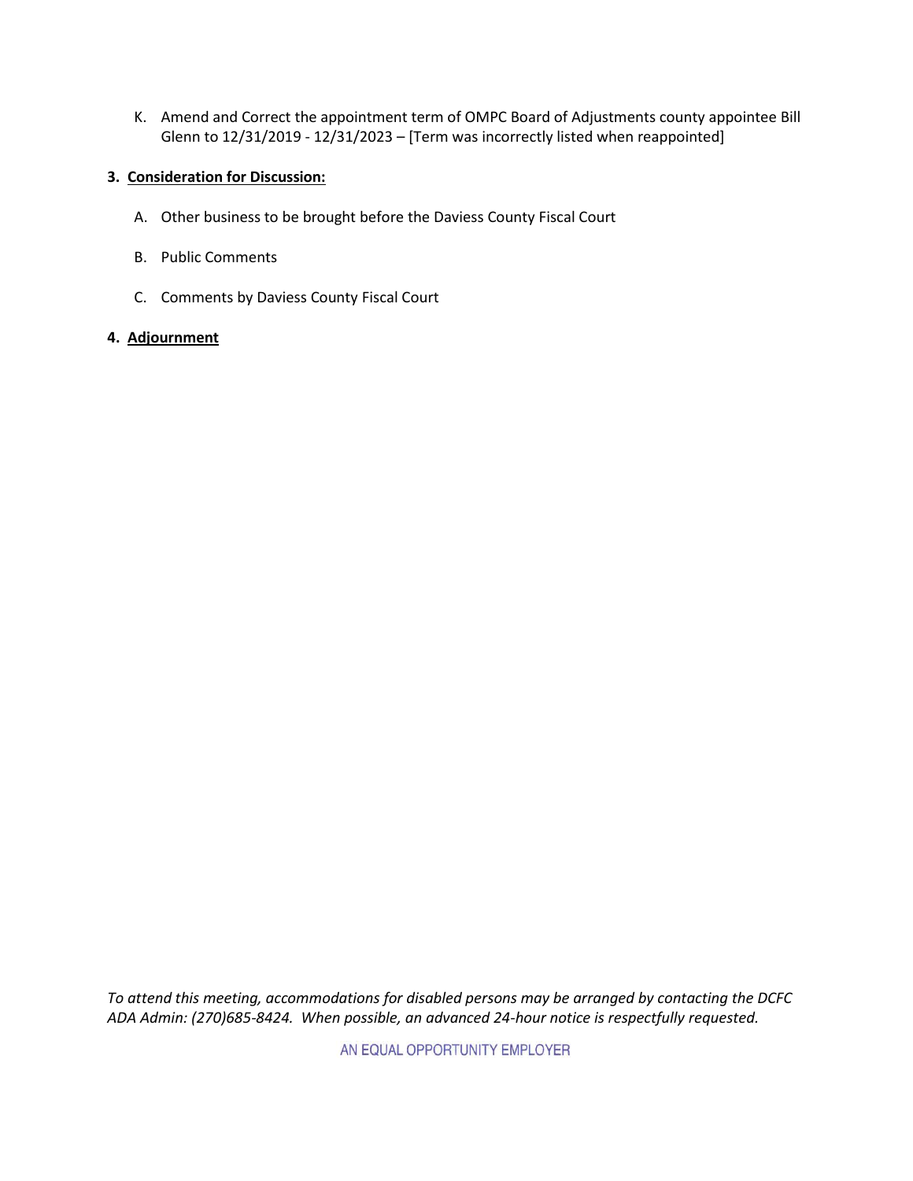K. Amend and Correct the appointment term of OMPC Board of Adjustments county appointee Bill Glenn to 12/31/2019 - 12/31/2023 – [Term was incorrectly listed when reappointed]

**3. Consideration for Discussion:**

A. Other business to be brought before the Daviess County Fiscal Court

B. Public Comments

C. Comments by Daviess County Fiscal Court

**4. Adjournment**

*To attend this meeting, accommodations for disabled persons may be arranged by contacting the DCFC ADA Admin: (270)685-8424. When possible, an advanced 24-hour notice is respectfully requested.*

AN EQUAL OPPORTUNITY EMPLOYER